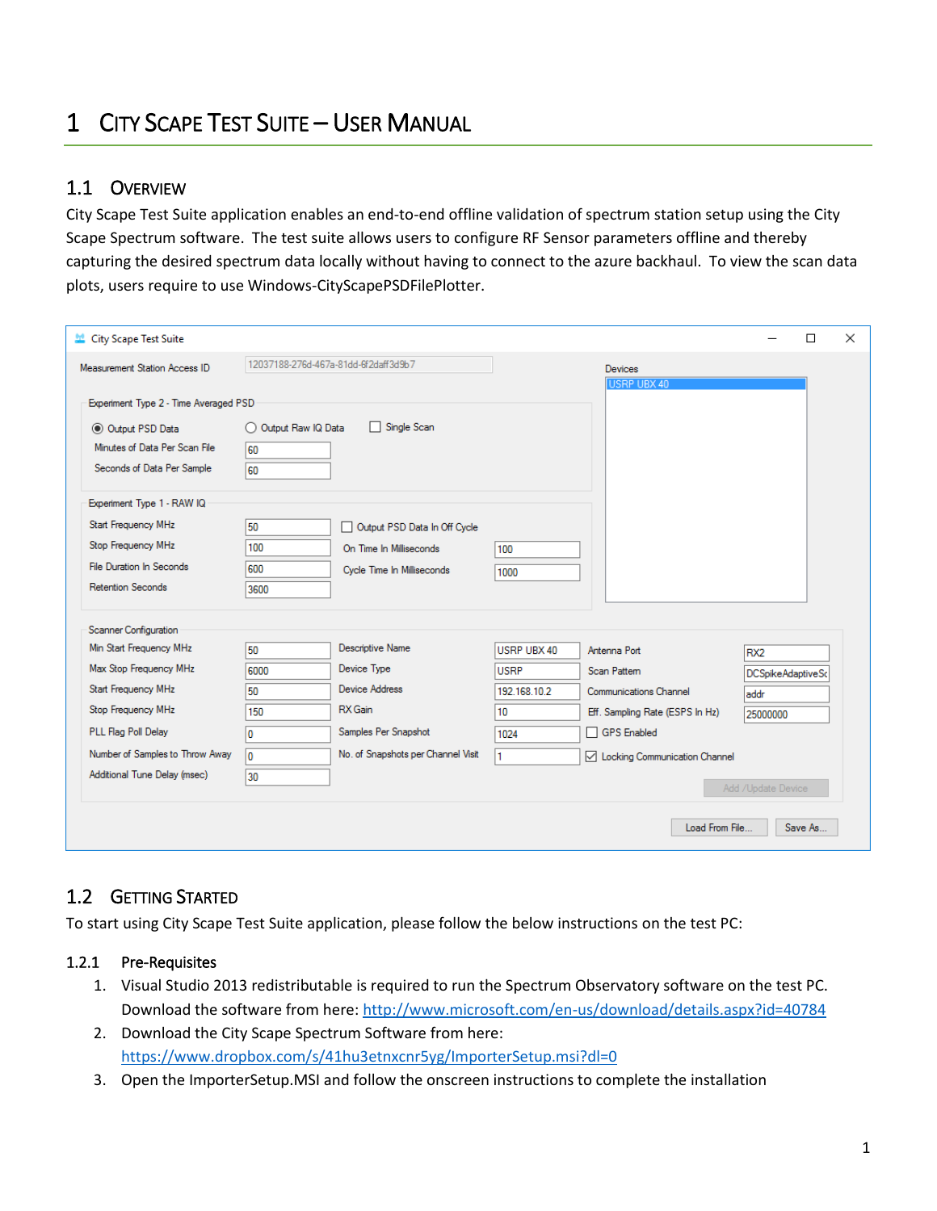# 1 City Scape Test Suite – User Manual

## 1.1 Overview

City Scape Test Suite application enables an end-to-end offline validation of spectrum station setup using the City Scape Spectrum software. The test suite allows users to configure RF Sensor parameters offline and thereby capturing the desired spectrum data locally without having to connect to the azure backhaul. To view the scan data plots, users require to use Windows-CityScapePSDFilePlotter.

## 1.2 Getting Started

To start using City Scape Test Suite application, please follow the below instructions on the test PC:

### 1.2.1 Pre-Requisites

1. Visual Studio 2013 redistributable is required to run the Spectrum Observatory software on the test PC. Download the software from here: http://www.microsoft.com/en-us/download/details.aspx?id=40784
2. Download the City Scape Spectrum Software from here: https://www.dropbox.com/s/41hu3etnxcnr5yg/ImporterSetup.msi?dl=0
3. Open the ImporterSetup.MSI and follow the onscreen instructions to complete the installation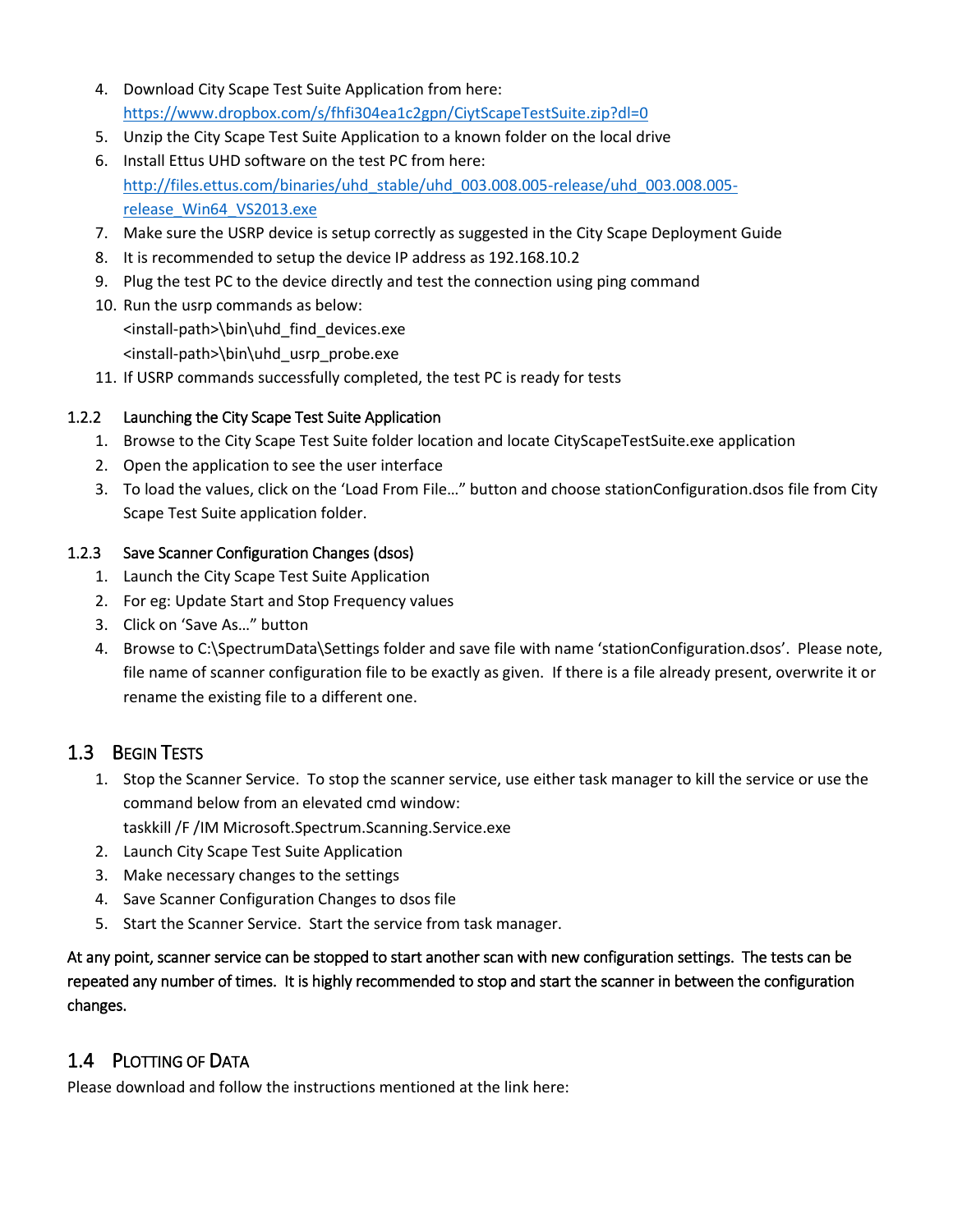4. Download City Scape Test Suite Application from here: https://www.dropbox.com/s/fhfi304ea1c2gpn/CiytScapeTestSuite.zip?dl=0
5. Unzip the City Scape Test Suite Application to a known folder on the local drive
6. Install Ettus UHD software on the test PC from here: http://files.ettus.com/binaries/uhd_stable/uhd_003.008.005-release/uhd_003.008.005-release_Win64_VS2013.exe
7. Make sure the USRP device is setup correctly as suggested in the City Scape Deployment Guide
8. It is recommended to setup the device IP address as 192.168.10.2
9. Plug the test PC to the device directly and test the connection using ping command
10. Run the usrp commands as below:
    <install-path>\bin\uhd_find_devices.exe
    <install-path>\bin\uhd_usrp_probe.exe
11. If USRP commands successfully completed, the test PC is ready for tests

### 1.2.2 Launching the City Scape Test Suite Application

1. Browse to the City Scape Test Suite folder location and locate CityScapeTestSuite.exe application
2. Open the application to see the user interface
3. To load the values, click on the 'Load From File…" button and choose stationConfiguration.dsos file from City Scape Test Suite application folder.

### 1.2.3 Save Scanner Configuration Changes (dsos)

1. Launch the City Scape Test Suite Application
2. For eg: Update Start and Stop Frequency values
3. Click on 'Save As…" button
4. Browse to C:\SpectrumData\Settings folder and save file with name 'stationConfiguration.dsos'. Please note, file name of scanner configuration file to be exactly as given. If there is a file already present, overwrite it or rename the existing file to a different one.

## 1.3 Begin Tests

1. Stop the Scanner Service. To stop the scanner service, use either task manager to kill the service or use the command below from an elevated cmd window:
   taskkill /F /IM Microsoft.Spectrum.Scanning.Service.exe
2. Launch City Scape Test Suite Application
3. Make necessary changes to the settings
4. Save Scanner Configuration Changes to dsos file
5. Start the Scanner Service. Start the service from task manager.

At any point, scanner service can be stopped to start another scan with new configuration settings. The tests can be repeated any number of times. It is highly recommended to stop and start the scanner in between the configuration changes.

## 1.4 Plotting of Data

Please download and follow the instructions mentioned at the link here: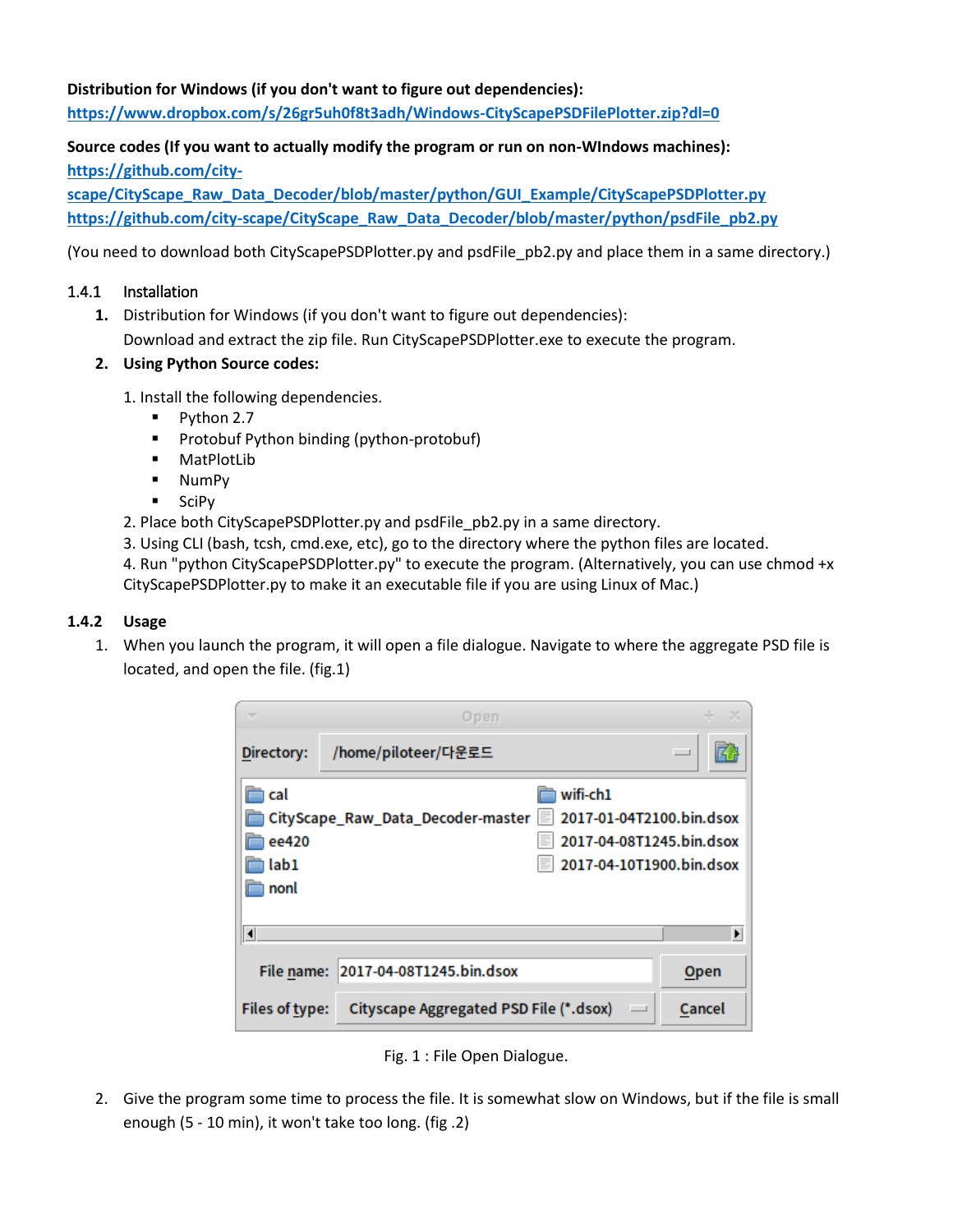**Distribution for Windows (if you don't want to figure out dependencies):**
https://www.dropbox.com/s/26gr5uh0f8t3adh/Windows-CityScapePSDFilePlotter.zip?dl=0

**Source codes (If you want to actually modify the program or run on non-WIndows machines):**
https://github.com/city-scape/CityScape_Raw_Data_Decoder/blob/master/python/GUI_Example/CityScapePSDPlotter.py
https://github.com/city-scape/CityScape_Raw_Data_Decoder/blob/master/python/psdFile_pb2.py

(You need to download both CityScapePSDPlotter.py and psdFile_pb2.py and place them in a same directory.)

### 1.4.1 Installation

1. Distribution for Windows (if you don't want to figure out dependencies):
   Download and extract the zip file. Run CityScapePSDPlotter.exe to execute the program.
2. **Using Python Source codes:**

   1. Install the following dependencies.
      - Python 2.7
      - Protobuf Python binding (python-protobuf)
      - MatPlotLib
      - NumPy
      - SciPy
   2. Place both CityScapePSDPlotter.py and psdFile_pb2.py in a same directory.
   3. Using CLI (bash, tcsh, cmd.exe, etc), go to the directory where the python files are located.
   4. Run "python CityScapePSDPlotter.py" to execute the program. (Alternatively, you can use chmod +x CityScapePSDPlotter.py to make it an executable file if you are using Linux of Mac.)

### 1.4.2 Usage

1. When you launch the program, it will open a file dialogue. Navigate to where the aggregate PSD file is located, and open the file. (fig.1)

Fig. 1 : File Open Dialogue.

2. Give the program some time to process the file. It is somewhat slow on Windows, but if the file is small enough (5 - 10 min), it won't take too long. (fig .2)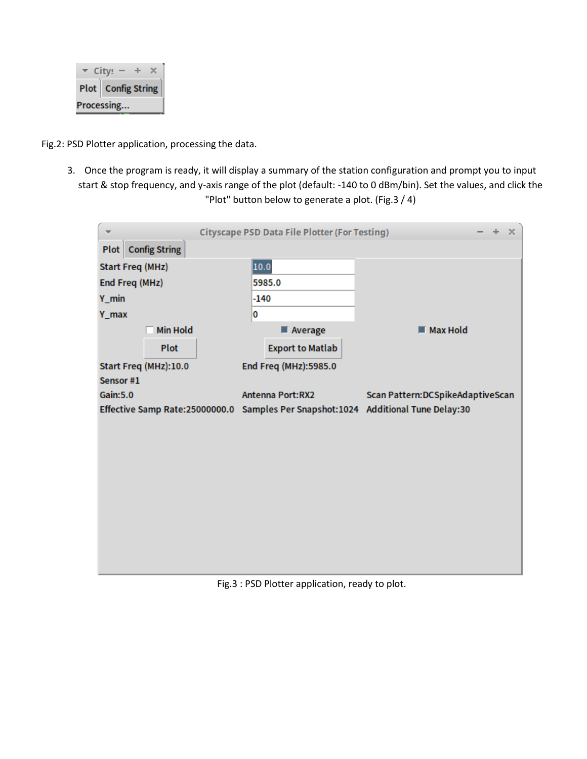Fig.2: PSD Plotter application, processing the data.

3. Once the program is ready, it will display a summary of the station configuration and prompt you to input start & stop frequency, and y-axis range of the plot (default: -140 to 0 dBm/bin). Set the values, and click the "Plot" button below to generate a plot. (Fig.3 / 4)

Fig.3 : PSD Plotter application, ready to plot.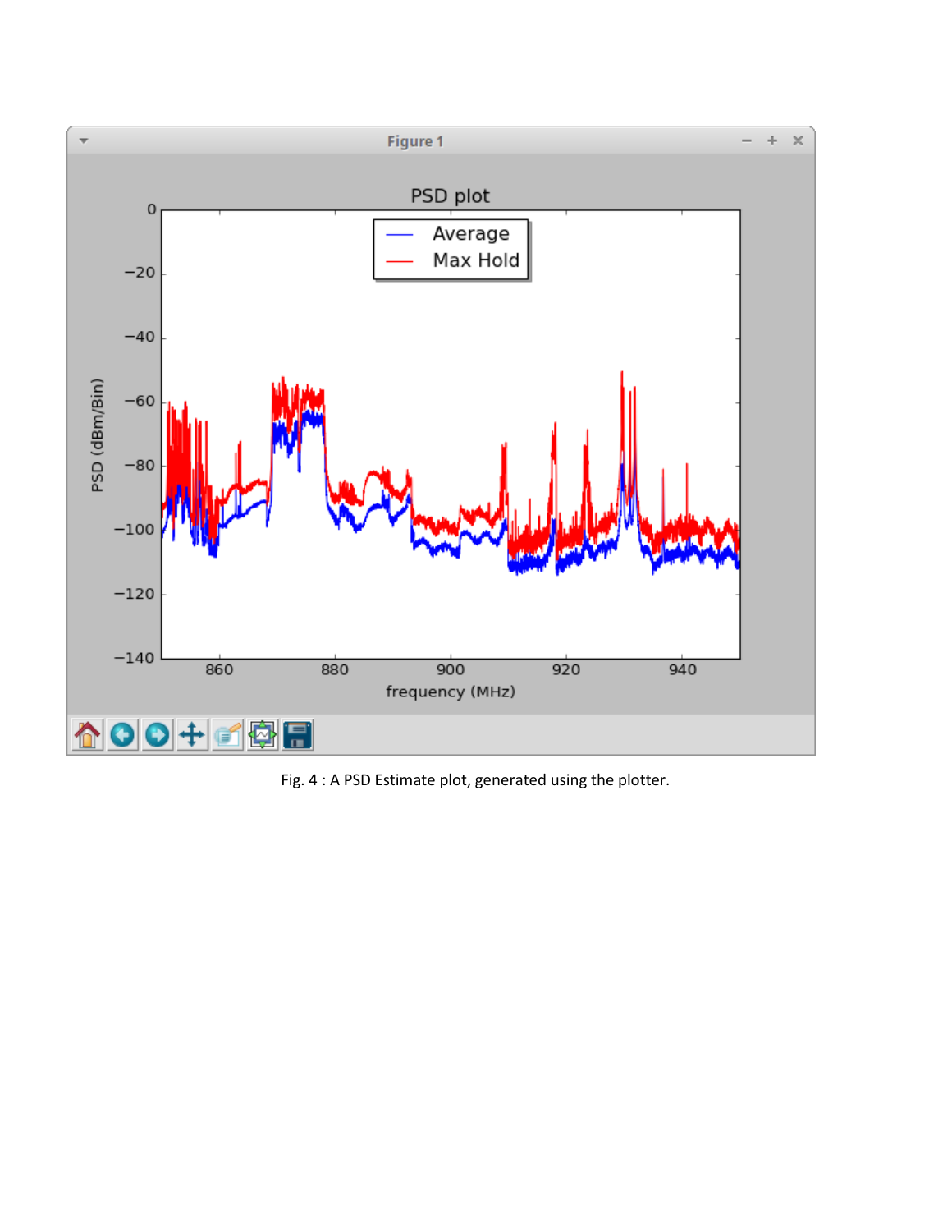Figure 1

PSD plot

Average
Max Hold

PSD (dBm/Bin)

0
−20
−40
−60
−80
−100
−120
−140

860
880
900
920
940

frequency (MHz)

Fig. 4 : A PSD Estimate plot, generated using the plotter.